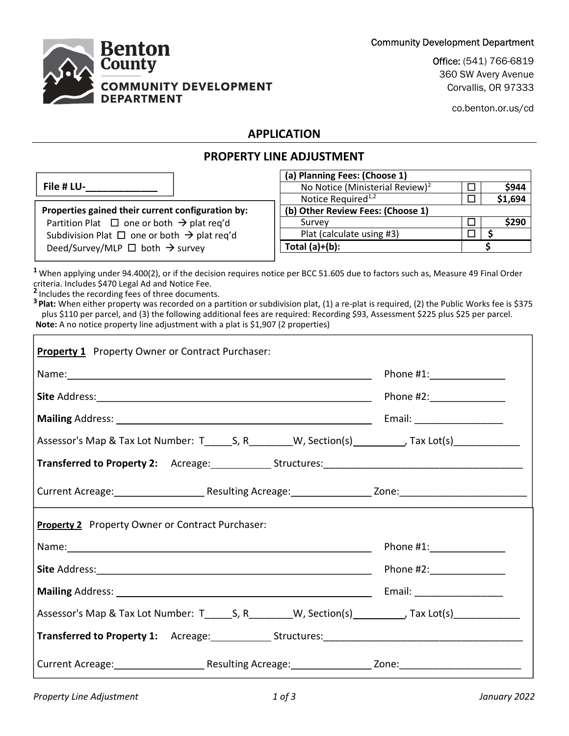Community Development Department

Office: (541) 766-6819
360 SW Avery Avenue
Corvallis, OR 97333

co.benton.or.us/cd

# APPLICATION

## PROPERTY LINE ADJUSTMENT

**File # LU-\_\_\_\_\_\_\_\_\_\_\_\_\_**

**Properties gained their current configuration by:**
Partition Plat ☐ one or both → plat req'd
Subdivision Plat ☐ one or both → plat req'd
Deed/Survey/MLP ☐ both → survey

| **(a) Planning Fees: (Choose 1)** | | |
|---|---|---|
| No Notice (Ministerial Review)[2] | ☐ | **$944** |
| Notice Required[1,2] | ☐ | **$1,694** |
| **(b) Other Review Fees: (Choose 1)** | | |
| Survey | ☐ | **$290** |
| Plat (calculate using #3) | ☐ | **$** |
| **Total (a)+(b):** | | **$** |

**1** When applying under 94.400(2), or if the decision requires notice per BCC 51.605 due to factors such as, Measure 49 Final Order criteria. Includes $470 Legal Ad and Notice Fee.
**2** Includes the recording fees of three documents.
**3 Plat:** When either property was recorded on a partition or subdivision plat, (1) a re-plat is required, (2) the Public Works fee is $375 plus $110 per parcel, and (3) the following additional fees are required: Recording $93, Assessment $225 plus $25 per parcel.
**Note:** A no notice property line adjustment with a plat is $1,907 (2 properties)

**Property 1** Property Owner or Contract Purchaser:

Name:\_\_\_\_\_\_\_\_\_\_\_\_\_\_\_\_\_\_\_\_\_\_\_\_\_\_\_\_\_\_\_\_\_\_\_\_\_\_\_\_ Phone #1:\_\_\_\_\_\_\_\_\_\_\_\_\_\_

**Site** Address:\_\_\_\_\_\_\_\_\_\_\_\_\_\_\_\_\_\_\_\_\_\_\_\_\_\_\_\_\_\_\_\_\_\_\_\_\_\_ Phone #2:\_\_\_\_\_\_\_\_\_\_\_\_\_\_

**Mailing** Address: \_\_\_\_\_\_\_\_\_\_\_\_\_\_\_\_\_\_\_\_\_\_\_\_\_\_\_\_\_\_\_\_\_\_\_\_ Email: \_\_\_\_\_\_\_\_\_\_\_\_\_\_\_\_

Assessor's Map & Tax Lot Number: T\_\_\_\_\_S, R\_\_\_\_\_\_\_\_W, Section(s)\_\_\_\_\_\_\_\_\_, Tax Lot(s)\_\_\_\_\_\_\_\_\_\_\_\_

**Transferred to Property 2:** Acreage:\_\_\_\_\_\_\_\_\_\_\_ Structures:\_\_\_\_\_\_\_\_\_\_\_\_\_\_\_\_\_\_\_\_\_\_\_\_\_\_\_\_\_\_\_\_\_\_\_\_\_

Current Acreage:\_\_\_\_\_\_\_\_\_\_\_\_\_\_\_\_ Resulting Acreage:\_\_\_\_\_\_\_\_\_\_\_\_\_\_ Zone:\_\_\_\_\_\_\_\_\_\_\_\_\_\_\_\_\_\_\_\_\_\_

**Property 2** Property Owner or Contract Purchaser:

Name:\_\_\_\_\_\_\_\_\_\_\_\_\_\_\_\_\_\_\_\_\_\_\_\_\_\_\_\_\_\_\_\_\_\_\_\_\_\_\_\_ Phone #1:\_\_\_\_\_\_\_\_\_\_\_\_\_\_

**Site** Address:\_\_\_\_\_\_\_\_\_\_\_\_\_\_\_\_\_\_\_\_\_\_\_\_\_\_\_\_\_\_\_\_\_\_\_\_\_\_ Phone #2:\_\_\_\_\_\_\_\_\_\_\_\_\_\_

**Mailing** Address: \_\_\_\_\_\_\_\_\_\_\_\_\_\_\_\_\_\_\_\_\_\_\_\_\_\_\_\_\_\_\_\_\_\_\_\_ Email: \_\_\_\_\_\_\_\_\_\_\_\_\_\_\_\_

Assessor's Map & Tax Lot Number: T\_\_\_\_\_S, R\_\_\_\_\_\_\_\_W, Section(s)\_\_\_\_\_\_\_\_\_, Tax Lot(s)\_\_\_\_\_\_\_\_\_\_\_\_

**Transferred to Property 1:** Acreage:\_\_\_\_\_\_\_\_\_\_\_ Structures:\_\_\_\_\_\_\_\_\_\_\_\_\_\_\_\_\_\_\_\_\_\_\_\_\_\_\_\_\_\_\_\_\_\_\_\_\_

Current Acreage:\_\_\_\_\_\_\_\_\_\_\_\_\_\_\_\_ Resulting Acreage:\_\_\_\_\_\_\_\_\_\_\_\_\_\_ Zone:\_\_\_\_\_\_\_\_\_\_\_\_\_\_\_\_\_\_\_\_\_\_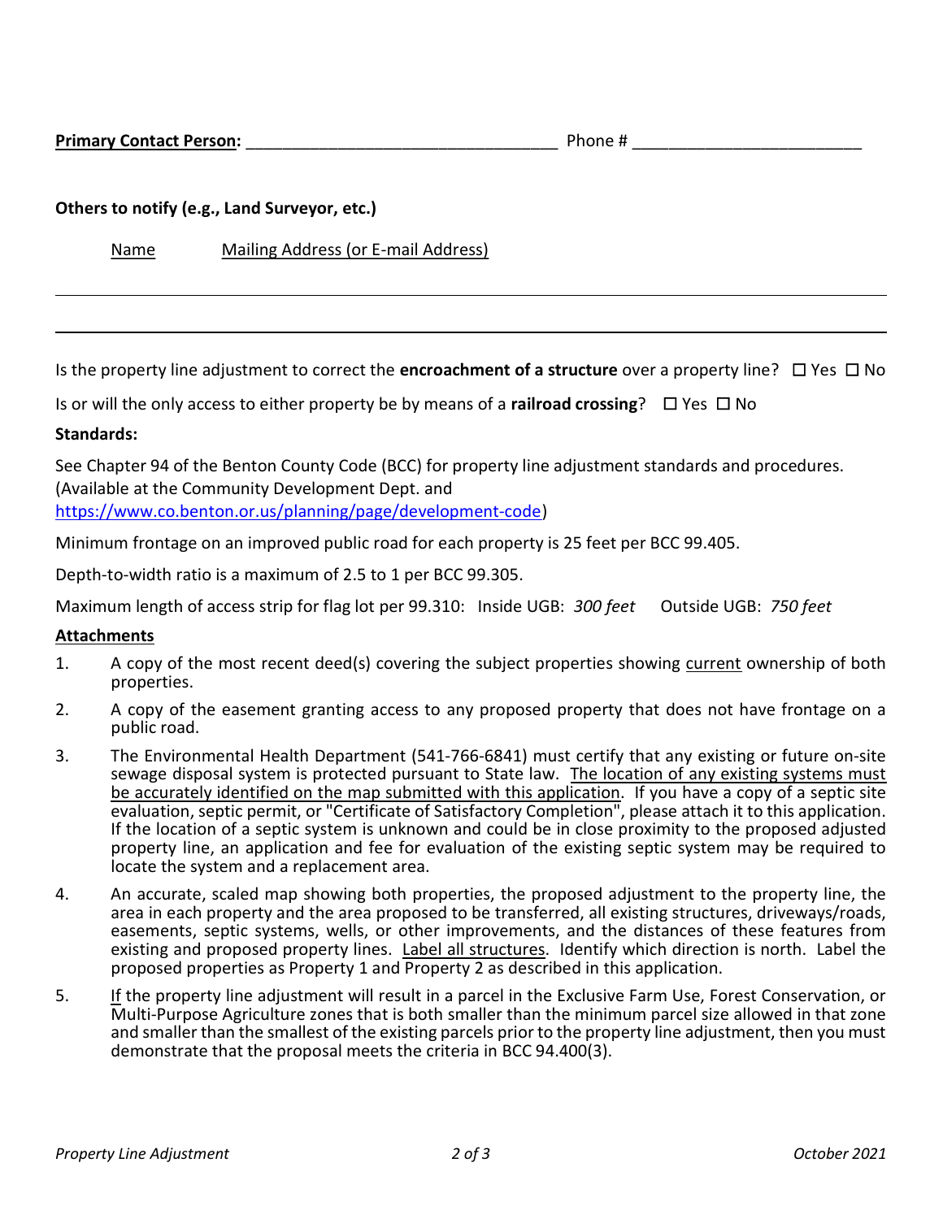**Primary Contact Person:** ___________________________________ Phone # _________________________

**Others to notify (e.g., Land Surveyor, etc.)**

Name    Mailing Address (or E-mail Address)

---

---

Is the property line adjustment to correct the **encroachment of a structure** over a property line? ☐ Yes ☐ No

Is or will the only access to either property be by means of a **railroad crossing**? ☐ Yes ☐ No

**Standards:**

See Chapter 94 of the Benton County Code (BCC) for property line adjustment standards and procedures. (Available at the Community Development Dept. and https://www.co.benton.or.us/planning/page/development-code)

Minimum frontage on an improved public road for each property is 25 feet per BCC 99.405.

Depth-to-width ratio is a maximum of 2.5 to 1 per BCC 99.305.

Maximum length of access strip for flag lot per 99.310: Inside UGB: *300 feet* Outside UGB: *750 feet*

**Attachments**

1. A copy of the most recent deed(s) covering the subject properties showing current ownership of both properties.
2. A copy of the easement granting access to any proposed property that does not have frontage on a public road.
3. The Environmental Health Department (541-766-6841) must certify that any existing or future on-site sewage disposal system is protected pursuant to State law. The location of any existing systems must be accurately identified on the map submitted with this application. If you have a copy of a septic site evaluation, septic permit, or "Certificate of Satisfactory Completion", please attach it to this application. If the location of a septic system is unknown and could be in close proximity to the proposed adjusted property line, an application and fee for evaluation of the existing septic system may be required to locate the system and a replacement area.
4. An accurate, scaled map showing both properties, the proposed adjustment to the property line, the area in each property and the area proposed to be transferred, all existing structures, driveways/roads, easements, septic systems, wells, or other improvements, and the distances of these features from existing and proposed property lines. Label all structures. Identify which direction is north. Label the proposed properties as Property 1 and Property 2 as described in this application.
5. If the property line adjustment will result in a parcel in the Exclusive Farm Use, Forest Conservation, or Multi-Purpose Agriculture zones that is both smaller than the minimum parcel size allowed in that zone and smaller than the smallest of the existing parcels prior to the property line adjustment, then you must demonstrate that the proposal meets the criteria in BCC 94.400(3).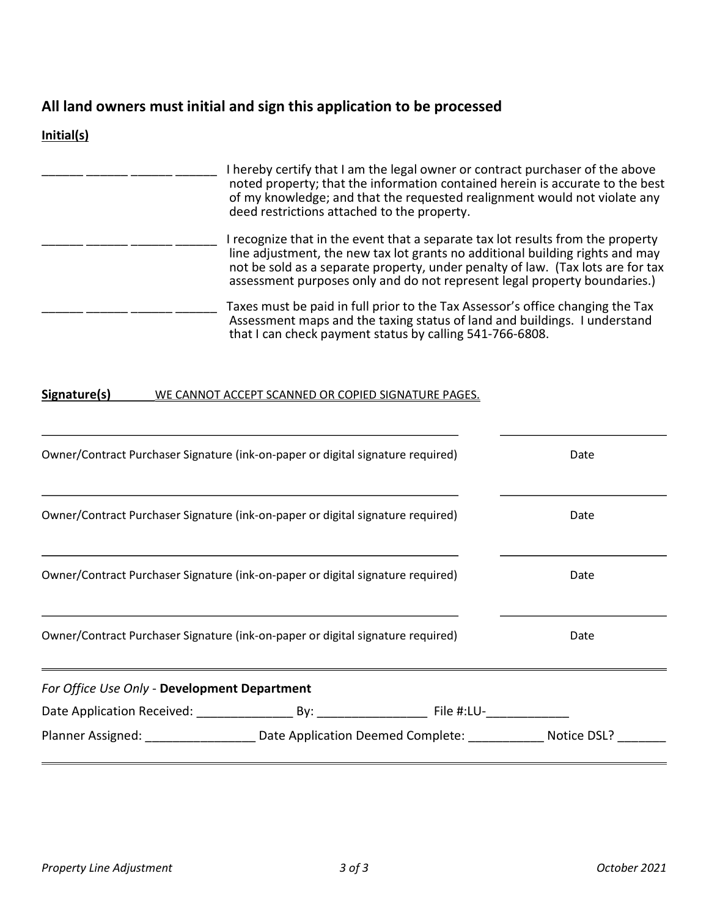## All land owners must initial and sign this application to be processed

**Initial(s)**

______ ______ ______ ______ I hereby certify that I am the legal owner or contract purchaser of the above noted property; that the information contained herein is accurate to the best of my knowledge; and that the requested realignment would not violate any deed restrictions attached to the property.

______ ______ ______ ______ I recognize that in the event that a separate tax lot results from the property line adjustment, the new tax lot grants no additional building rights and may not be sold as a separate property, under penalty of law. (Tax lots are for tax assessment purposes only and do not represent legal property boundaries.)

______ ______ ______ ______ Taxes must be paid in full prior to the Tax Assessor's office changing the Tax Assessment maps and the taxing status of land and buildings. I understand that I can check payment status by calling 541-766-6808.

**Signature(s)** WE CANNOT ACCEPT SCANNED OR COPIED SIGNATURE PAGES.

_______________________________________________ ____________________

Owner/Contract Purchaser Signature (ink-on-paper or digital signature required) Date

_______________________________________________ ____________________

Owner/Contract Purchaser Signature (ink-on-paper or digital signature required) Date

_______________________________________________ ____________________

Owner/Contract Purchaser Signature (ink-on-paper or digital signature required) Date

_______________________________________________ ____________________

Owner/Contract Purchaser Signature (ink-on-paper or digital signature required) Date

---

*For Office Use Only* - **Development Department**

Date Application Received: ______________ By: ________________ File #:LU-____________

Planner Assigned: ________________ Date Application Deemed Complete: ___________ Notice DSL? _______

---